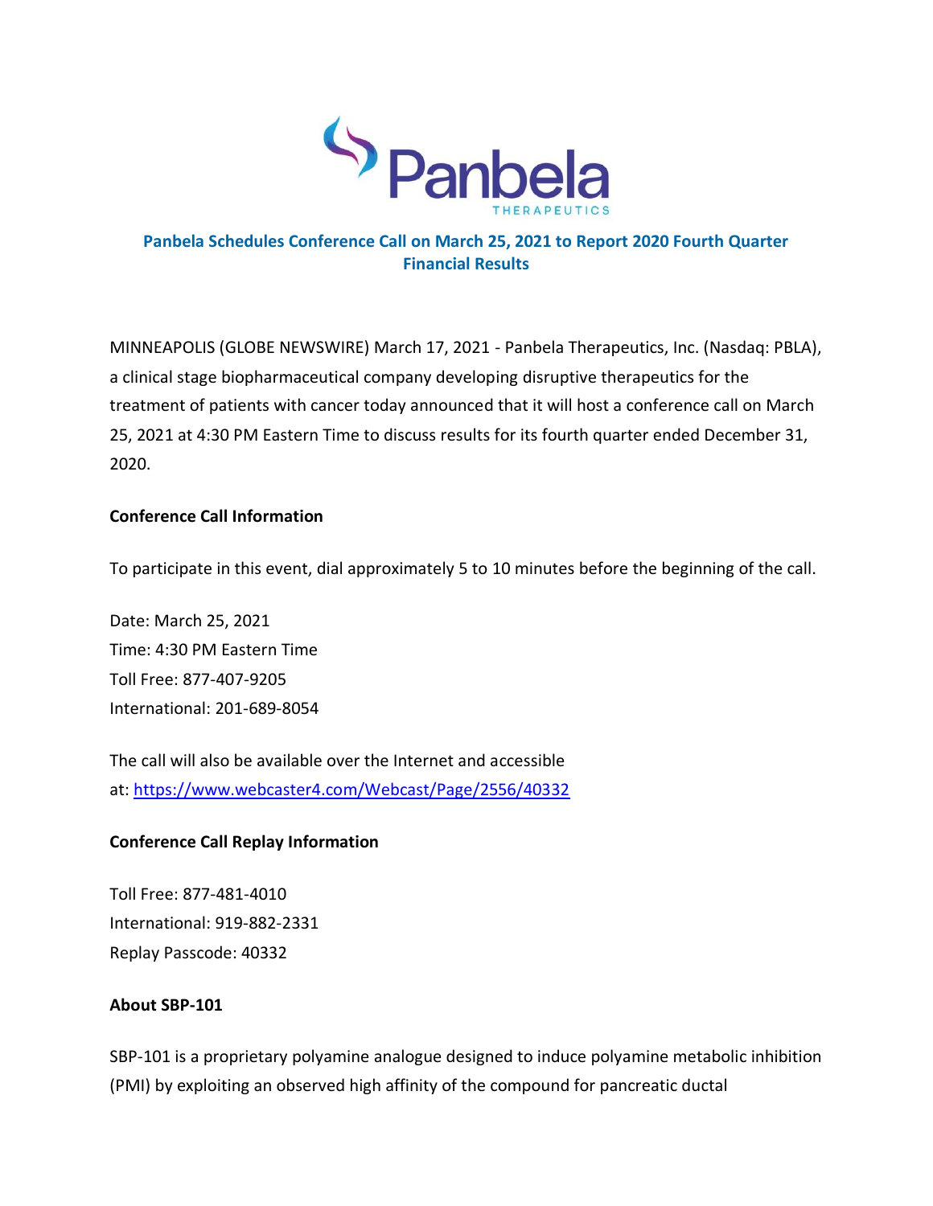# Panbela Schedules Conference Call on March 25, 2021 to Report 2020 Fourth Quarter Financial Results

MINNEAPOLIS (GLOBE NEWSWIRE) March 17, 2021 - Panbela Therapeutics, Inc. (Nasdaq: PBLA), a clinical stage biopharmaceutical company developing disruptive therapeutics for the treatment of patients with cancer today announced that it will host a conference call on March 25, 2021 at 4:30 PM Eastern Time to discuss results for its fourth quarter ended December 31, 2020.

**Conference Call Information**

To participate in this event, dial approximately 5 to 10 minutes before the beginning of the call.

Date: March 25, 2021
Time: 4:30 PM Eastern Time
Toll Free: 877-407-9205
International: 201-689-8054

The call will also be available over the Internet and accessible at: https://www.webcaster4.com/Webcast/Page/2556/40332

**Conference Call Replay Information**

Toll Free: 877-481-4010
International: 919-882-2331
Replay Passcode: 40332

**About SBP-101**

SBP-101 is a proprietary polyamine analogue designed to induce polyamine metabolic inhibition (PMI) by exploiting an observed high affinity of the compound for pancreatic ductal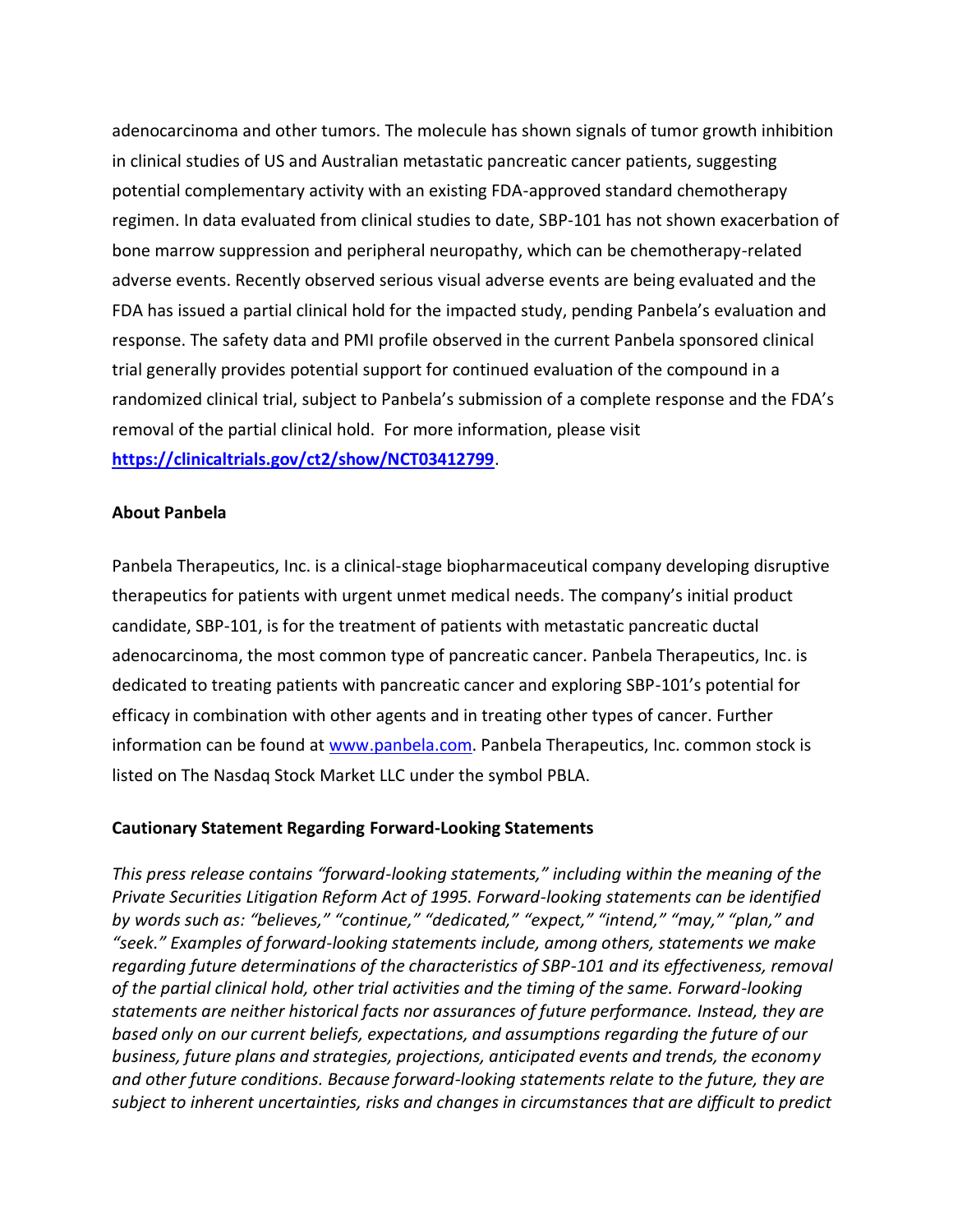adenocarcinoma and other tumors. The molecule has shown signals of tumor growth inhibition in clinical studies of US and Australian metastatic pancreatic cancer patients, suggesting potential complementary activity with an existing FDA-approved standard chemotherapy regimen. In data evaluated from clinical studies to date, SBP-101 has not shown exacerbation of bone marrow suppression and peripheral neuropathy, which can be chemotherapy-related adverse events. Recently observed serious visual adverse events are being evaluated and the FDA has issued a partial clinical hold for the impacted study, pending Panbela's evaluation and response. The safety data and PMI profile observed in the current Panbela sponsored clinical trial generally provides potential support for continued evaluation of the compound in a randomized clinical trial, subject to Panbela's submission of a complete response and the FDA's removal of the partial clinical hold. For more information, please visit **https://clinicaltrials.gov/ct2/show/NCT03412799**.

**About Panbela**

Panbela Therapeutics, Inc. is a clinical-stage biopharmaceutical company developing disruptive therapeutics for patients with urgent unmet medical needs. The company's initial product candidate, SBP-101, is for the treatment of patients with metastatic pancreatic ductal adenocarcinoma, the most common type of pancreatic cancer. Panbela Therapeutics, Inc. is dedicated to treating patients with pancreatic cancer and exploring SBP-101's potential for efficacy in combination with other agents and in treating other types of cancer. Further information can be found at www.panbela.com. Panbela Therapeutics, Inc. common stock is listed on The Nasdaq Stock Market LLC under the symbol PBLA.

**Cautionary Statement Regarding Forward-Looking Statements**

*This press release contains "forward-looking statements," including within the meaning of the Private Securities Litigation Reform Act of 1995. Forward-looking statements can be identified by words such as: "believes," "continue," "dedicated," "expect," "intend," "may," "plan," and "seek." Examples of forward-looking statements include, among others, statements we make regarding future determinations of the characteristics of SBP-101 and its effectiveness, removal of the partial clinical hold, other trial activities and the timing of the same. Forward-looking statements are neither historical facts nor assurances of future performance. Instead, they are based only on our current beliefs, expectations, and assumptions regarding the future of our business, future plans and strategies, projections, anticipated events and trends, the economy and other future conditions. Because forward-looking statements relate to the future, they are subject to inherent uncertainties, risks and changes in circumstances that are difficult to predict*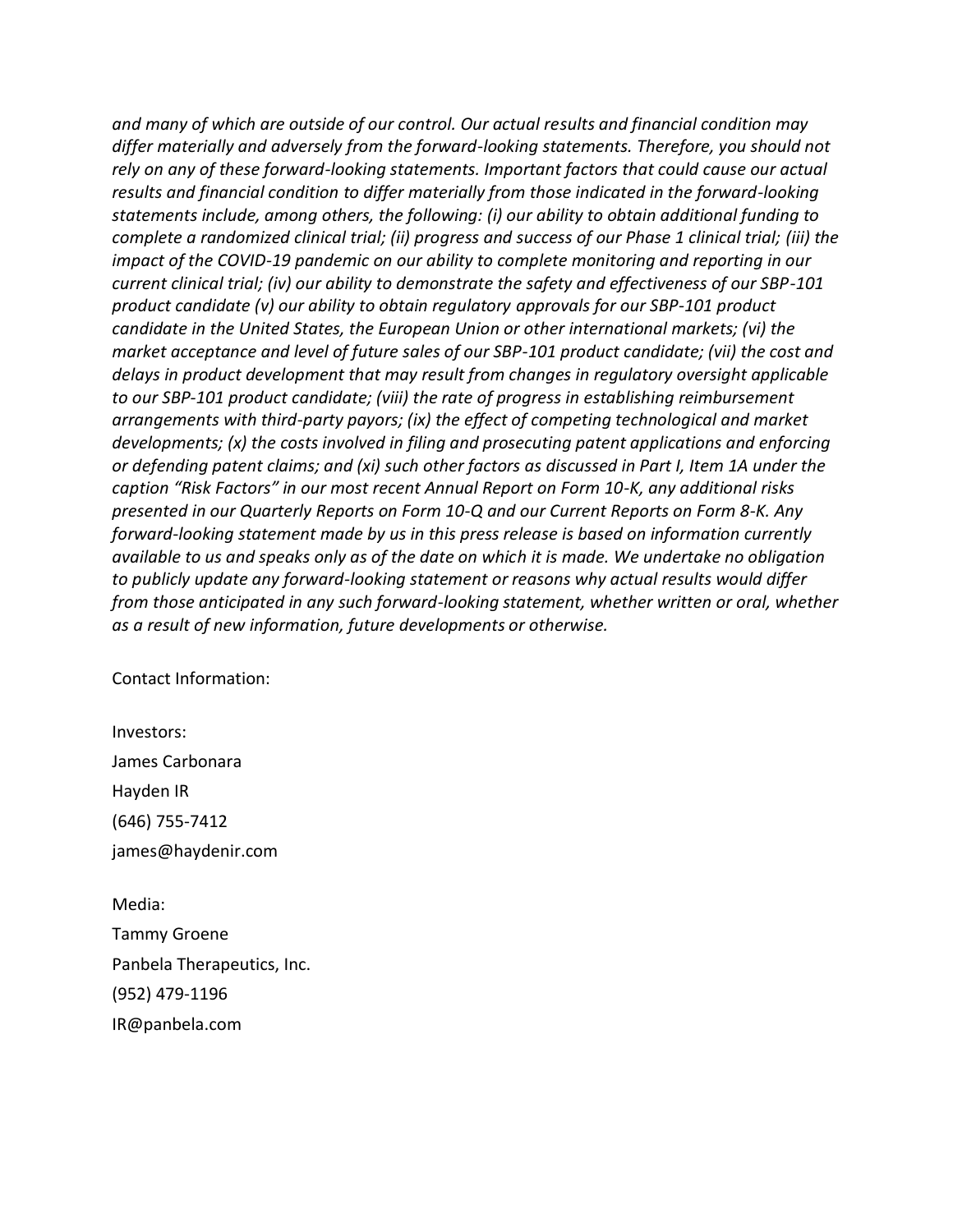*and many of which are outside of our control. Our actual results and financial condition may differ materially and adversely from the forward-looking statements. Therefore, you should not rely on any of these forward-looking statements. Important factors that could cause our actual results and financial condition to differ materially from those indicated in the forward-looking statements include, among others, the following: (i) our ability to obtain additional funding to complete a randomized clinical trial; (ii) progress and success of our Phase 1 clinical trial; (iii) the impact of the COVID-19 pandemic on our ability to complete monitoring and reporting in our current clinical trial; (iv) our ability to demonstrate the safety and effectiveness of our SBP-101 product candidate (v) our ability to obtain regulatory approvals for our SBP-101 product candidate in the United States, the European Union or other international markets; (vi) the market acceptance and level of future sales of our SBP-101 product candidate; (vii) the cost and delays in product development that may result from changes in regulatory oversight applicable to our SBP-101 product candidate; (viii) the rate of progress in establishing reimbursement arrangements with third-party payors; (ix) the effect of competing technological and market developments; (x) the costs involved in filing and prosecuting patent applications and enforcing or defending patent claims; and (xi) such other factors as discussed in Part I, Item 1A under the caption "Risk Factors" in our most recent Annual Report on Form 10-K, any additional risks presented in our Quarterly Reports on Form 10-Q and our Current Reports on Form 8-K. Any forward-looking statement made by us in this press release is based on information currently available to us and speaks only as of the date on which it is made. We undertake no obligation to publicly update any forward-looking statement or reasons why actual results would differ from those anticipated in any such forward-looking statement, whether written or oral, whether as a result of new information, future developments or otherwise.*

Contact Information:

Investors:
James Carbonara
Hayden IR
(646) 755-7412
james@haydenir.com

Media:
Tammy Groene
Panbela Therapeutics, Inc.
(952) 479-1196
IR@panbela.com